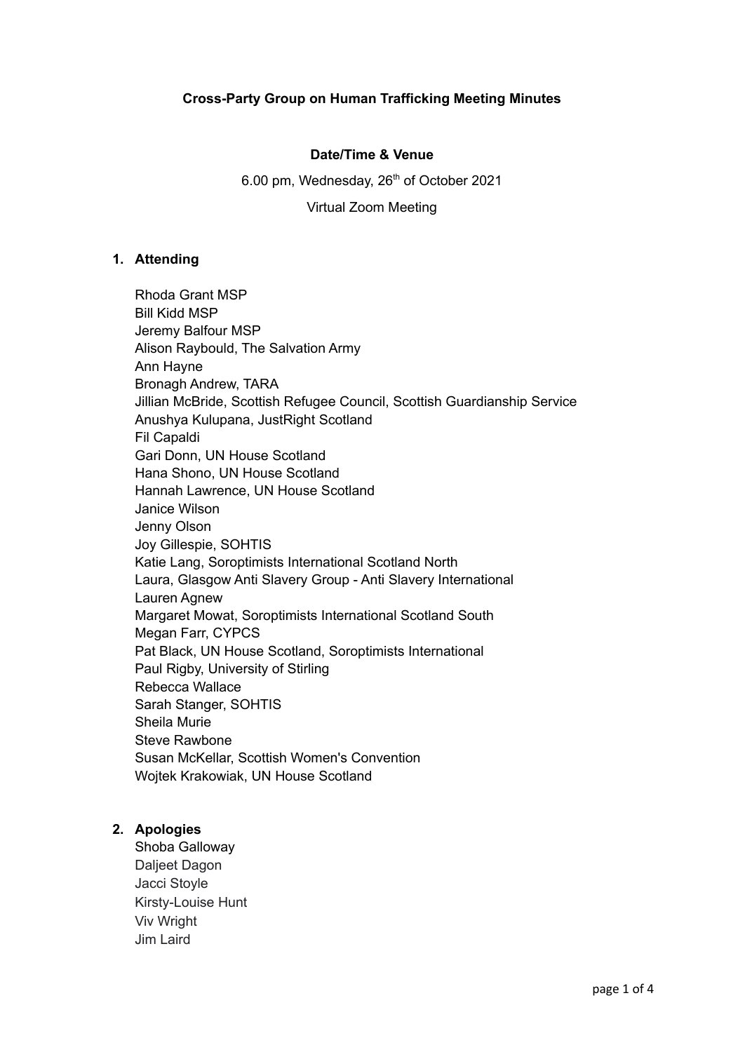**Cross-Party Group on Human Trafficking Meeting Minutes**

**Date/Time & Venue**

6.00 pm, Wednesday, 26th of October 2021

Virtual Zoom Meeting

1. **Attending**

   Rhoda Grant MSP
   Bill Kidd MSP
   Jeremy Balfour MSP
   Alison Raybould, The Salvation Army
   Ann Hayne
   Bronagh Andrew, TARA
   Jillian McBride, Scottish Refugee Council, Scottish Guardianship Service
   Anushya Kulupana, JustRight Scotland
   Fil Capaldi
   Gari Donn, UN House Scotland
   Hana Shono, UN House Scotland
   Hannah Lawrence, UN House Scotland
   Janice Wilson
   Jenny Olson
   Joy Gillespie, SOHTIS
   Katie Lang, Soroptimists International Scotland North
   Laura, Glasgow Anti Slavery Group - Anti Slavery International
   Lauren Agnew
   Margaret Mowat, Soroptimists International Scotland South
   Megan Farr, CYPCS
   Pat Black, UN House Scotland, Soroptimists International
   Paul Rigby, University of Stirling
   Rebecca Wallace
   Sarah Stanger, SOHTIS
   Sheila Murie
   Steve Rawbone
   Susan McKellar, Scottish Women's Convention
   Wojtek Krakowiak, UN House Scotland

2. **Apologies**

   Shoba Galloway
   Daljeet Dagon
   Jacci Stoyle
   Kirsty-Louise Hunt
   Viv Wright
   Jim Laird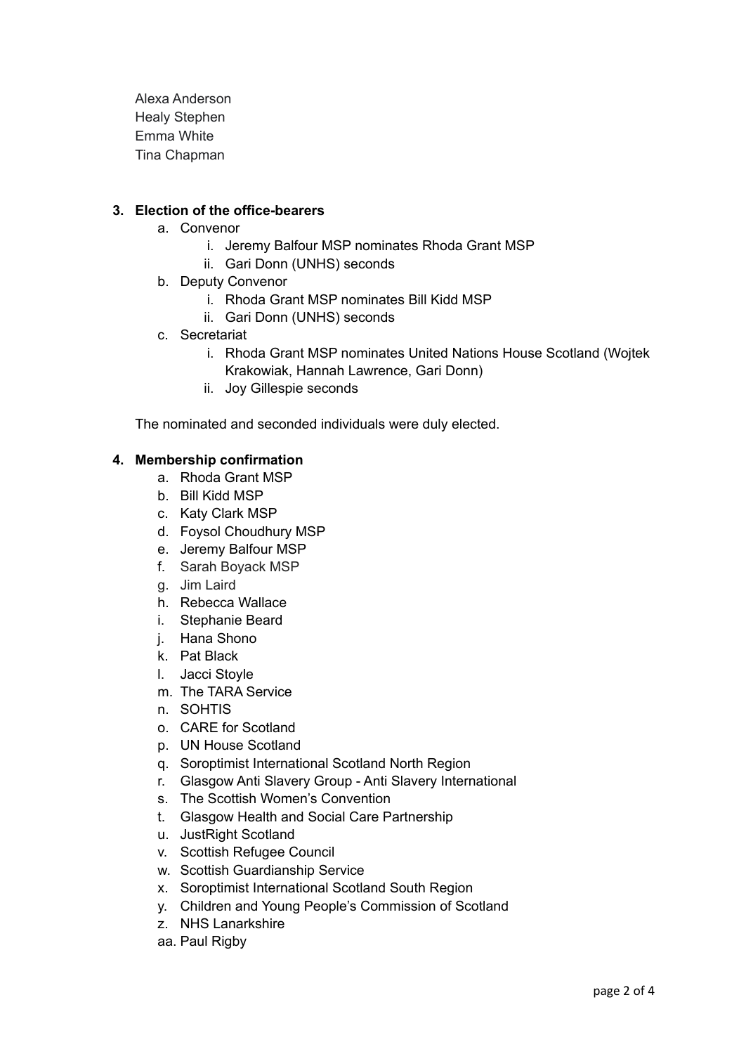Alexa Anderson
Healy Stephen
Emma White
Tina Chapman

3. **Election of the office-bearers**
    a. Convenor
        i. Jeremy Balfour MSP nominates Rhoda Grant MSP
        ii. Gari Donn (UNHS) seconds
    b. Deputy Convenor
        i. Rhoda Grant MSP nominates Bill Kidd MSP
        ii. Gari Donn (UNHS) seconds
    c. Secretariat
        i. Rhoda Grant MSP nominates United Nations House Scotland (Wojtek Krakowiak, Hannah Lawrence, Gari Donn)
        ii. Joy Gillespie seconds

The nominated and seconded individuals were duly elected.

4. **Membership confirmation**
    a. Rhoda Grant MSP
    b. Bill Kidd MSP
    c. Katy Clark MSP
    d. Foysol Choudhury MSP
    e. Jeremy Balfour MSP
    f. Sarah Boyack MSP
    g. Jim Laird
    h. Rebecca Wallace
    i. Stephanie Beard
    j. Hana Shono
    k. Pat Black
    l. Jacci Stoyle
    m. The TARA Service
    n. SOHTIS
    o. CARE for Scotland
    p. UN House Scotland
    q. Soroptimist International Scotland North Region
    r. Glasgow Anti Slavery Group - Anti Slavery International
    s. The Scottish Women's Convention
    t. Glasgow Health and Social Care Partnership
    u. JustRight Scotland
    v. Scottish Refugee Council
    w. Scottish Guardianship Service
    x. Soroptimist International Scotland South Region
    y. Children and Young People's Commission of Scotland
    z. NHS Lanarkshire
    aa. Paul Rigby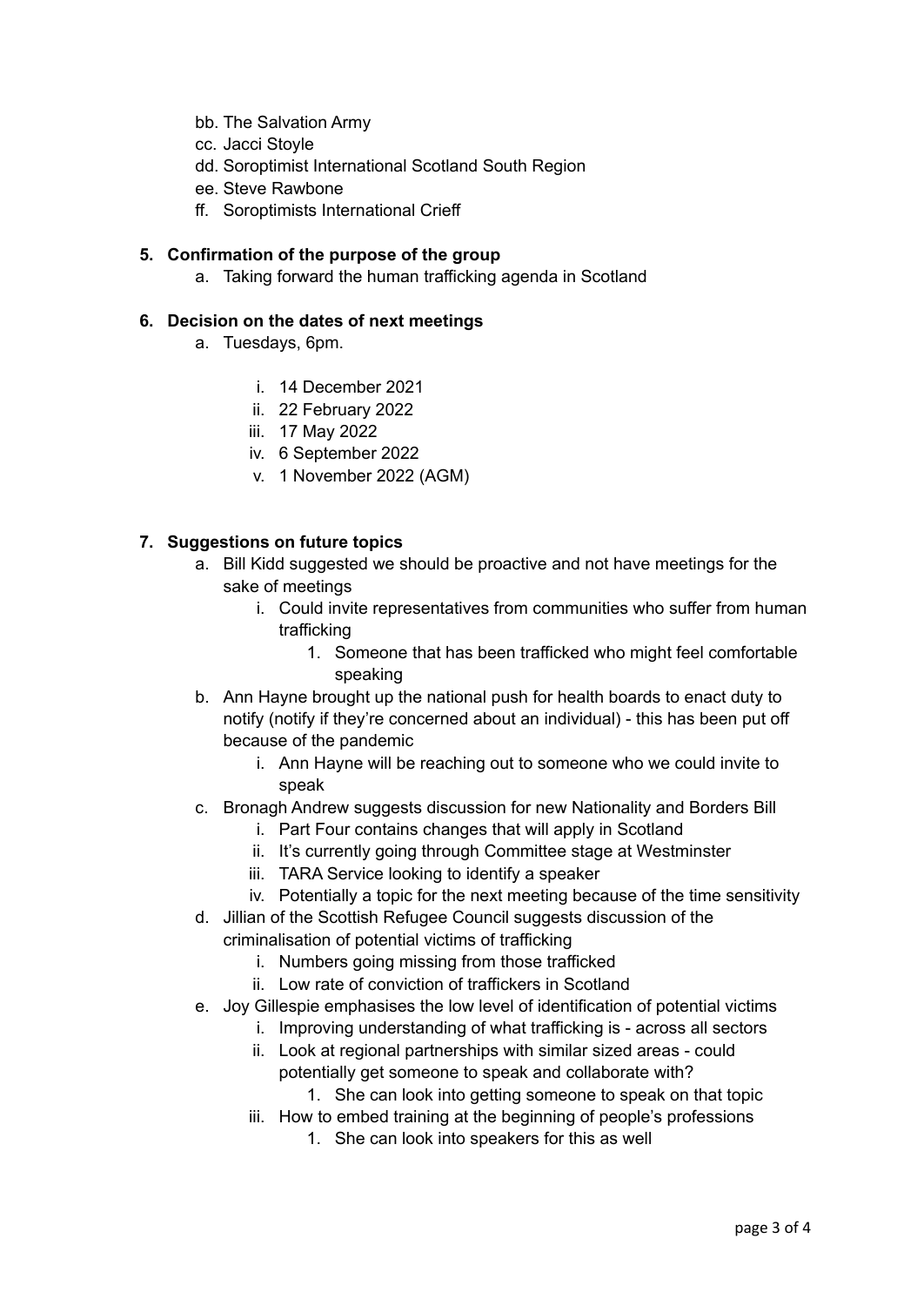bb. The Salvation Army
cc. Jacci Stoyle
dd. Soroptimist International Scotland South Region
ee. Steve Rawbone
ff. Soroptimists International Crieff

**5. Confirmation of the purpose of the group**

a. Taking forward the human trafficking agenda in Scotland

**6. Decision on the dates of next meetings**

a. Tuesdays, 6pm.
   i. 14 December 2021
   ii. 22 February 2022
   iii. 17 May 2022
   iv. 6 September 2022
   v. 1 November 2022 (AGM)

**7. Suggestions on future topics**

a. Bill Kidd suggested we should be proactive and not have meetings for the sake of meetings
   i. Could invite representatives from communities who suffer from human trafficking
      1. Someone that has been trafficked who might feel comfortable speaking
b. Ann Hayne brought up the national push for health boards to enact duty to notify (notify if they're concerned about an individual) - this has been put off because of the pandemic
   i. Ann Hayne will be reaching out to someone who we could invite to speak
c. Bronagh Andrew suggests discussion for new Nationality and Borders Bill
   i. Part Four contains changes that will apply in Scotland
   ii. It's currently going through Committee stage at Westminster
   iii. TARA Service looking to identify a speaker
   iv. Potentially a topic for the next meeting because of the time sensitivity
d. Jillian of the Scottish Refugee Council suggests discussion of the criminalisation of potential victims of trafficking
   i. Numbers going missing from those trafficked
   ii. Low rate of conviction of traffickers in Scotland
e. Joy Gillespie emphasises the low level of identification of potential victims
   i. Improving understanding of what trafficking is - across all sectors
   ii. Look at regional partnerships with similar sized areas - could potentially get someone to speak and collaborate with?
      1. She can look into getting someone to speak on that topic
   iii. How to embed training at the beginning of people's professions
      1. She can look into speakers for this as well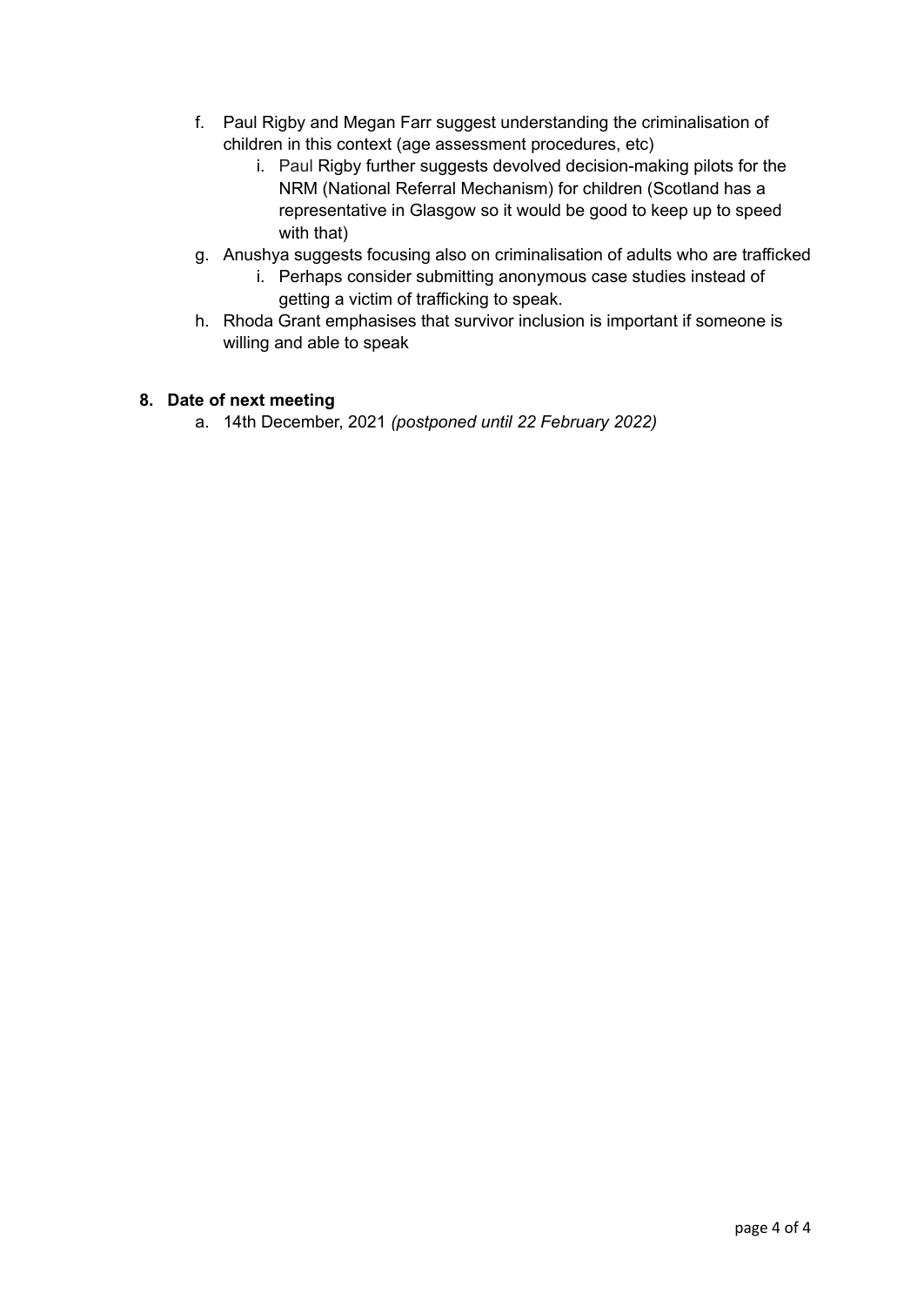f. Paul Rigby and Megan Farr suggest understanding the criminalisation of children in this context (age assessment procedures, etc)
    i. Paul Rigby further suggests devolved decision-making pilots for the NRM (National Referral Mechanism) for children (Scotland has a representative in Glasgow so it would be good to keep up to speed with that)
g. Anushya suggests focusing also on criminalisation of adults who are trafficked
    i. Perhaps consider submitting anonymous case studies instead of getting a victim of trafficking to speak.
h. Rhoda Grant emphasises that survivor inclusion is important if someone is willing and able to speak

**8. Date of next meeting**

a. 14th December, 2021 *(postponed until 22 February 2022)*